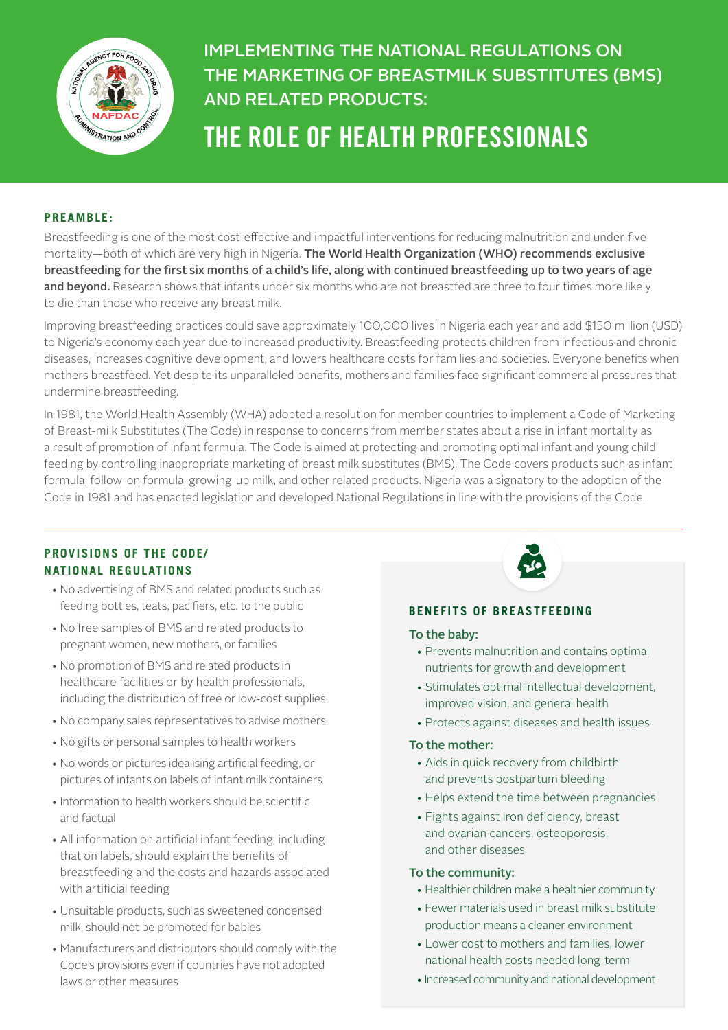# IMPLEMENTING THE NATIONAL REGULATIONS ON THE MARKETING OF BREASTMILK SUBSTITUTES (BMS) AND RELATED PRODUCTS:

# THE ROLE OF HEALTH PROFESSIONALS

## PREAMBLE:

Breastfeeding is one of the most cost-effective and impactful interventions for reducing malnutrition and under-five mortality—both of which are very high in Nigeria. **The World Health Organization (WHO) recommends exclusive breastfeeding for the first six months of a child's life, along with continued breastfeeding up to two years of age and beyond.** Research shows that infants under six months who are not breastfed are three to four times more likely to die than those who receive any breast milk.

Improving breastfeeding practices could save approximately 100,000 lives in Nigeria each year and add $150 million (USD) to Nigeria's economy each year due to increased productivity. Breastfeeding protects children from infectious and chronic diseases, increases cognitive development, and lowers healthcare costs for families and societies. Everyone benefits when mothers breastfeed. Yet despite its unparalleled benefits, mothers and families face significant commercial pressures that undermine breastfeeding.

In 1981, the World Health Assembly (WHA) adopted a resolution for member countries to implement a Code of Marketing of Breast-milk Substitutes (The Code) in response to concerns from member states about a rise in infant mortality as a result of promotion of infant formula. The Code is aimed at protecting and promoting optimal infant and young child feeding by controlling inappropriate marketing of breast milk substitutes (BMS). The Code covers products such as infant formula, follow-on formula, growing-up milk, and other related products. Nigeria was a signatory to the adoption of the Code in 1981 and has enacted legislation and developed National Regulations in line with the provisions of the Code.

## PROVISIONS OF THE CODE/ NATIONAL REGULATIONS

- No advertising of BMS and related products such as feeding bottles, teats, pacifiers, etc. to the public
- No free samples of BMS and related products to pregnant women, new mothers, or families
- No promotion of BMS and related products in healthcare facilities or by health professionals, including the distribution of free or low-cost supplies
- No company sales representatives to advise mothers
- No gifts or personal samples to health workers
- No words or pictures idealising artificial feeding, or pictures of infants on labels of infant milk containers
- Information to health workers should be scientific and factual
- All information on artificial infant feeding, including that on labels, should explain the benefits of breastfeeding and the costs and hazards associated with artificial feeding
- Unsuitable products, such as sweetened condensed milk, should not be promoted for babies
- Manufacturers and distributors should comply with the Code's provisions even if countries have not adopted laws or other measures

## BENEFITS OF BREASTFEEDING

### To the baby:

- Prevents malnutrition and contains optimal nutrients for growth and development
- Stimulates optimal intellectual development, improved vision, and general health
- Protects against diseases and health issues

### To the mother:

- Aids in quick recovery from childbirth and prevents postpartum bleeding
- Helps extend the time between pregnancies
- Fights against iron deficiency, breast and ovarian cancers, osteoporosis, and other diseases

### To the community:

- Healthier children make a healthier community
- Fewer materials used in breast milk substitute production means a cleaner environment
- Lower cost to mothers and families, lower national health costs needed long-term
- Increased community and national development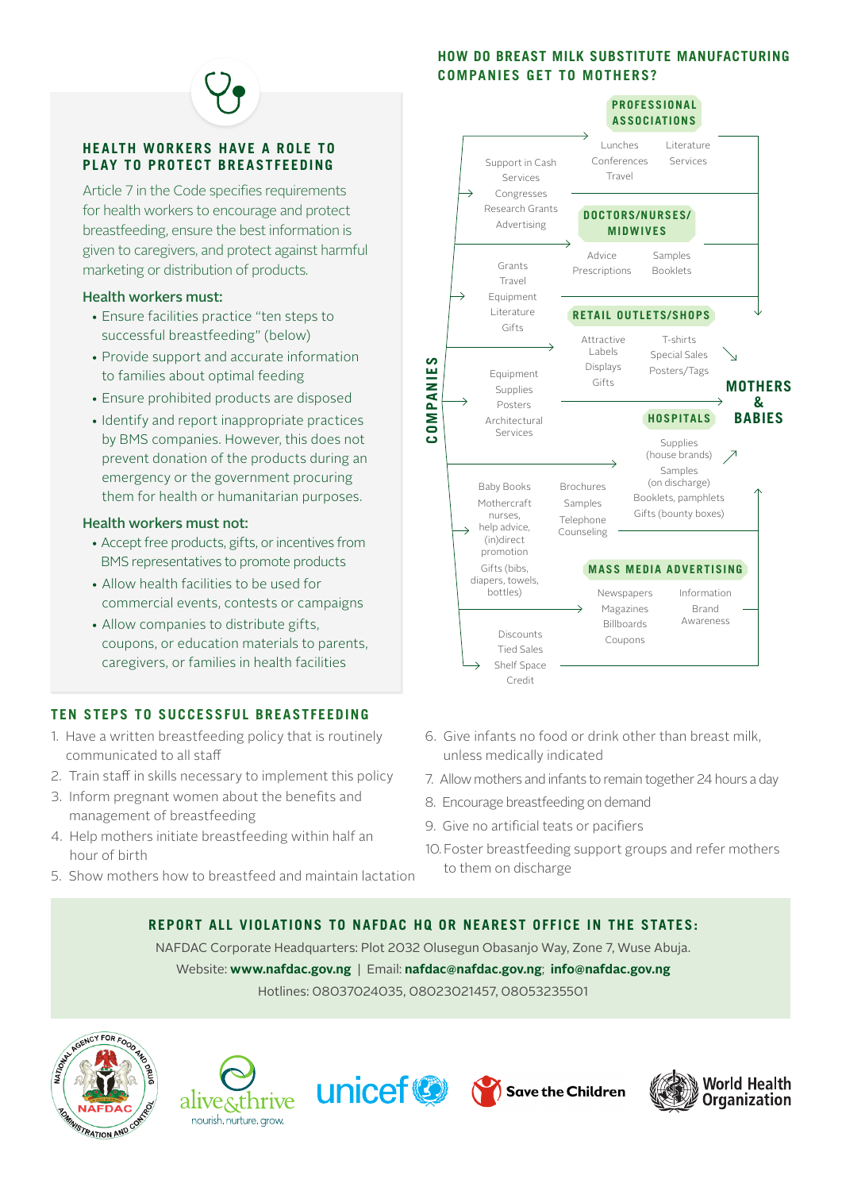## HEALTH WORKERS HAVE A ROLE TO PLAY TO PROTECT BREASTFEEDING

Article 7 in the Code specifies requirements for health workers to encourage and protect breastfeeding, ensure the best information is given to caregivers, and protect against harmful marketing or distribution of products.

### Health workers must:

- Ensure facilities practice "ten steps to successful breastfeeding" (below)
- Provide support and accurate information to families about optimal feeding
- Ensure prohibited products are disposed
- Identify and report inappropriate practices by BMS companies. However, this does not prevent donation of the products during an emergency or the government procuring them for health or humanitarian purposes.

### Health workers must not:

- Accept free products, gifts, or incentives from BMS representatives to promote products
- Allow health facilities to be used for commercial events, contests or campaigns
- Allow companies to distribute gifts, coupons, or education materials to parents, caregivers, or families in health facilities

## HOW DO BREAST MILK SUBSTITUTE MANUFACTURING COMPANIES GET TO MOTHERS?

COMPANIES

Support in Cash
Services
Congresses
Research Grants
Advertising

PROFESSIONAL ASSOCIATIONS
Lunches
Conferences
Travel
Literature
Services

Grants
Travel
Equipment
Literature
Gifts

DOCTORS/NURSES/ MIDWIVES
Advice
Prescriptions
Samples
Booklets

Equipment
Supplies
Posters
Architectural Services

RETAIL OUTLETS/SHOPS
Attractive Labels
Displays
Gifts
T-shirts
Special Sales
Posters/Tags

HOSPITALS
Supplies (house brands)
Samples (on discharge)
Booklets, pamphlets
Gifts (bounty boxes)

Baby Books
Mothercraft nurses, help advice, (in)direct promotion
Gifts (bibs, diapers, towels, bottles)
Brochures
Samples
Telephone Counseling

MASS MEDIA ADVERTISING
Newspapers
Magazines
Billboards
Coupons
Information
Brand Awareness

Discounts
Tied Sales
Shelf Space
Credit

MOTHERS & BABIES

## TEN STEPS TO SUCCESSFUL BREASTFEEDING

1. Have a written breastfeeding policy that is routinely communicated to all staff
2. Train staff in skills necessary to implement this policy
3. Inform pregnant women about the benefits and management of breastfeeding
4. Help mothers initiate breastfeeding within half an hour of birth
5. Show mothers how to breastfeed and maintain lactation
6. Give infants no food or drink other than breast milk, unless medically indicated
7. Allow mothers and infants to remain together 24 hours a day
8. Encourage breastfeeding on demand
9. Give no artificial teats or pacifiers
10. Foster breastfeeding support groups and refer mothers to them on discharge

## REPORT ALL VIOLATIONS TO NAFDAC HQ OR NEAREST OFFICE IN THE STATES:

NAFDAC Corporate Headquarters: Plot 2032 Olusegun Obasanjo Way, Zone 7, Wuse Abuja.

Website: **www.nafdac.gov.ng** | Email: **nafdac@nafdac.gov.ng**; **info@nafdac.gov.ng**

Hotlines: 08037024035, 08023021457, 08053235501

NAFDAC | alive&thrive nourish. nurture. grow. | unicef | Save the Children | World Health Organization